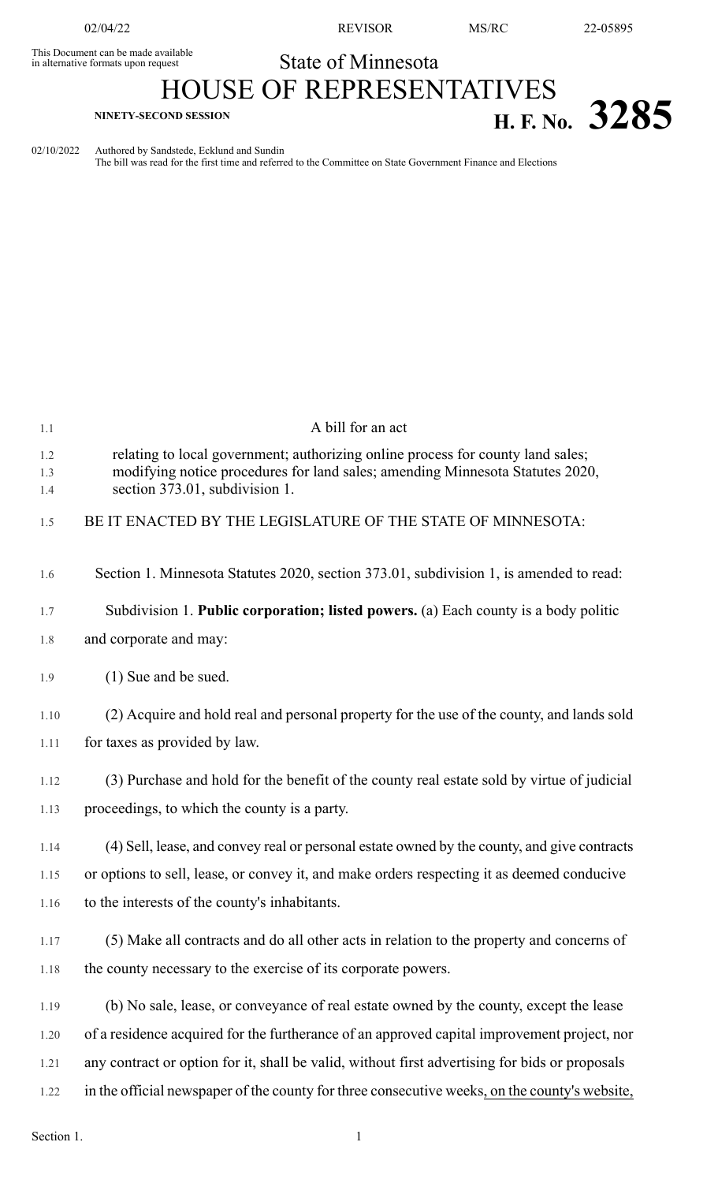02/04/22 REVISOR MS/RC 22-05895

This Document can be made available in alternative formats upon request

State of Minnesota

# HOUSE OF REPRESENTATIVES

**NINETY-SECOND SESSION**

# H. F. No. 3285

02/10/2022 Authored by Sandstede, Ecklund and Sundin

The bill was read for the first time and referred to the Committee on State Government Finance and Elections

A bill for an act

relating to local government; authorizing online process for county land sales; modifying notice procedures for land sales; amending Minnesota Statutes 2020, section 373.01, subdivision 1.

BE IT ENACTED BY THE LEGISLATURE OF THE STATE OF MINNESOTA:

Section 1. Minnesota Statutes 2020, section 373.01, subdivision 1, is amended to read:

Subdivision 1. **Public corporation; listed powers.** (a) Each county is a body politic and corporate and may:

(1) Sue and be sued.

(2) Acquire and hold real and personal property for the use of the county, and lands sold for taxes as provided by law.

(3) Purchase and hold for the benefit of the county real estate sold by virtue of judicial proceedings, to which the county is a party.

(4) Sell, lease, and convey real or personal estate owned by the county, and give contracts or options to sell, lease, or convey it, and make orders respecting it as deemed conducive to the interests of the county's inhabitants.

(5) Make all contracts and do all other acts in relation to the property and concerns of the county necessary to the exercise of its corporate powers.

(b) No sale, lease, or conveyance of real estate owned by the county, except the lease of a residence acquired for the furtherance of an approved capital improvement project, nor any contract or option for it, shall be valid, without first advertising for bids or proposals in the official newspaper of the county for three consecutive weeks<u>, on the county's website,</u>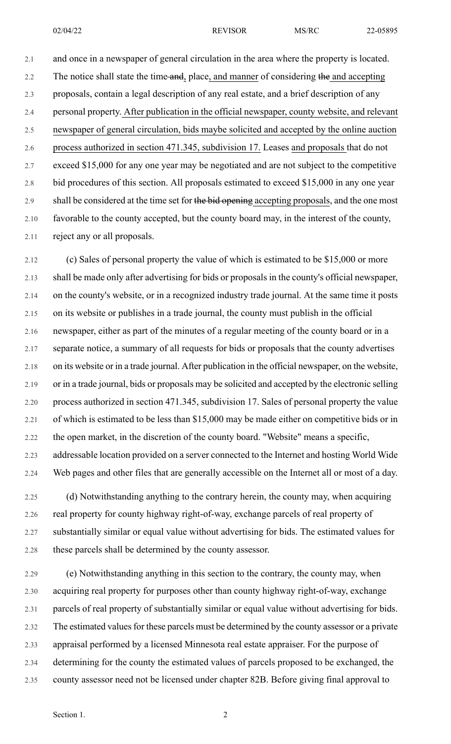and once in a newspaper of general circulation in the area where the property is located. The notice shall state the time ~~and~~, place, and manner of considering ~~the~~ and accepting proposals, contain a legal description of any real estate, and a brief description of any personal property. After publication in the official newspaper, county website, and relevant newspaper of general circulation, bids maybe solicited and accepted by the online auction process authorized in section 471.345, subdivision 17. Leases and proposals that do not exceed $15,000 for any one year may be negotiated and are not subject to the competitive bid procedures of this section. All proposals estimated to exceed $15,000 in any one year shall be considered at the time set for ~~the bid opening~~ accepting proposals, and the one most favorable to the county accepted, but the county board may, in the interest of the county, reject any or all proposals.

(c) Sales of personal property the value of which is estimated to be $15,000 or more shall be made only after advertising for bids or proposals in the county's official newspaper, on the county's website, or in a recognized industry trade journal. At the same time it posts on its website or publishes in a trade journal, the county must publish in the official newspaper, either as part of the minutes of a regular meeting of the county board or in a separate notice, a summary of all requests for bids or proposals that the county advertises on its website or in a trade journal. After publication in the official newspaper, on the website, or in a trade journal, bids or proposals may be solicited and accepted by the electronic selling process authorized in section 471.345, subdivision 17. Sales of personal property the value of which is estimated to be less than $15,000 may be made either on competitive bids or in the open market, in the discretion of the county board. "Website" means a specific, addressable location provided on a server connected to the Internet and hosting World Wide Web pages and other files that are generally accessible on the Internet all or most of a day.

(d) Notwithstanding anything to the contrary herein, the county may, when acquiring real property for county highway right-of-way, exchange parcels of real property of substantially similar or equal value without advertising for bids. The estimated values for these parcels shall be determined by the county assessor.

(e) Notwithstanding anything in this section to the contrary, the county may, when acquiring real property for purposes other than county highway right-of-way, exchange parcels of real property of substantially similar or equal value without advertising for bids. The estimated values for these parcels must be determined by the county assessor or a private appraisal performed by a licensed Minnesota real estate appraiser. For the purpose of determining for the county the estimated values of parcels proposed to be exchanged, the county assessor need not be licensed under chapter 82B. Before giving final approval to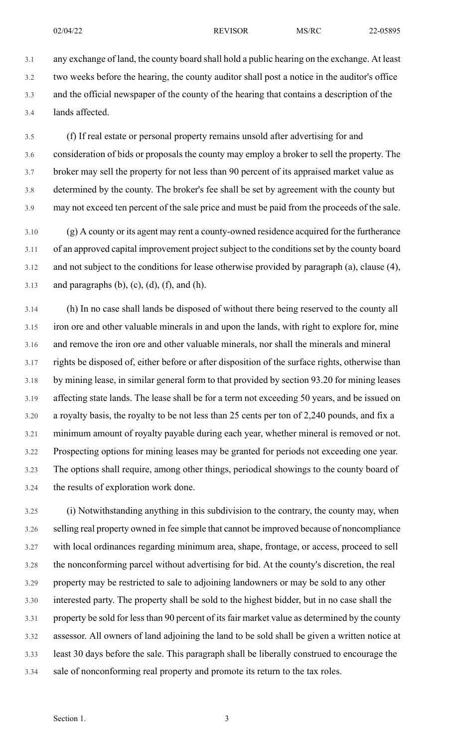any exchange of land, the county board shall hold a public hearing on the exchange. At least two weeks before the hearing, the county auditor shall post a notice in the auditor's office and the official newspaper of the county of the hearing that contains a description of the lands affected.

(f) If real estate or personal property remains unsold after advertising for and consideration of bids or proposals the county may employ a broker to sell the property. The broker may sell the property for not less than 90 percent of its appraised market value as determined by the county. The broker's fee shall be set by agreement with the county but may not exceed ten percent of the sale price and must be paid from the proceeds of the sale.

(g) A county or its agent may rent a county-owned residence acquired for the furtherance of an approved capital improvement project subject to the conditions set by the county board and not subject to the conditions for lease otherwise provided by paragraph (a), clause (4), and paragraphs (b), (c), (d), (f), and (h).

(h) In no case shall lands be disposed of without there being reserved to the county all iron ore and other valuable minerals in and upon the lands, with right to explore for, mine and remove the iron ore and other valuable minerals, nor shall the minerals and mineral rights be disposed of, either before or after disposition of the surface rights, otherwise than by mining lease, in similar general form to that provided by section 93.20 for mining leases affecting state lands. The lease shall be for a term not exceeding 50 years, and be issued on a royalty basis, the royalty to be not less than 25 cents per ton of 2,240 pounds, and fix a minimum amount of royalty payable during each year, whether mineral is removed or not. Prospecting options for mining leases may be granted for periods not exceeding one year. The options shall require, among other things, periodical showings to the county board of the results of exploration work done.

(i) Notwithstanding anything in this subdivision to the contrary, the county may, when selling real property owned in fee simple that cannot be improved because of noncompliance with local ordinances regarding minimum area, shape, frontage, or access, proceed to sell the nonconforming parcel without advertising for bid. At the county's discretion, the real property may be restricted to sale to adjoining landowners or may be sold to any other interested party. The property shall be sold to the highest bidder, but in no case shall the property be sold for less than 90 percent of its fair market value as determined by the county assessor. All owners of land adjoining the land to be sold shall be given a written notice at least 30 days before the sale. This paragraph shall be liberally construed to encourage the sale of nonconforming real property and promote its return to the tax roles.